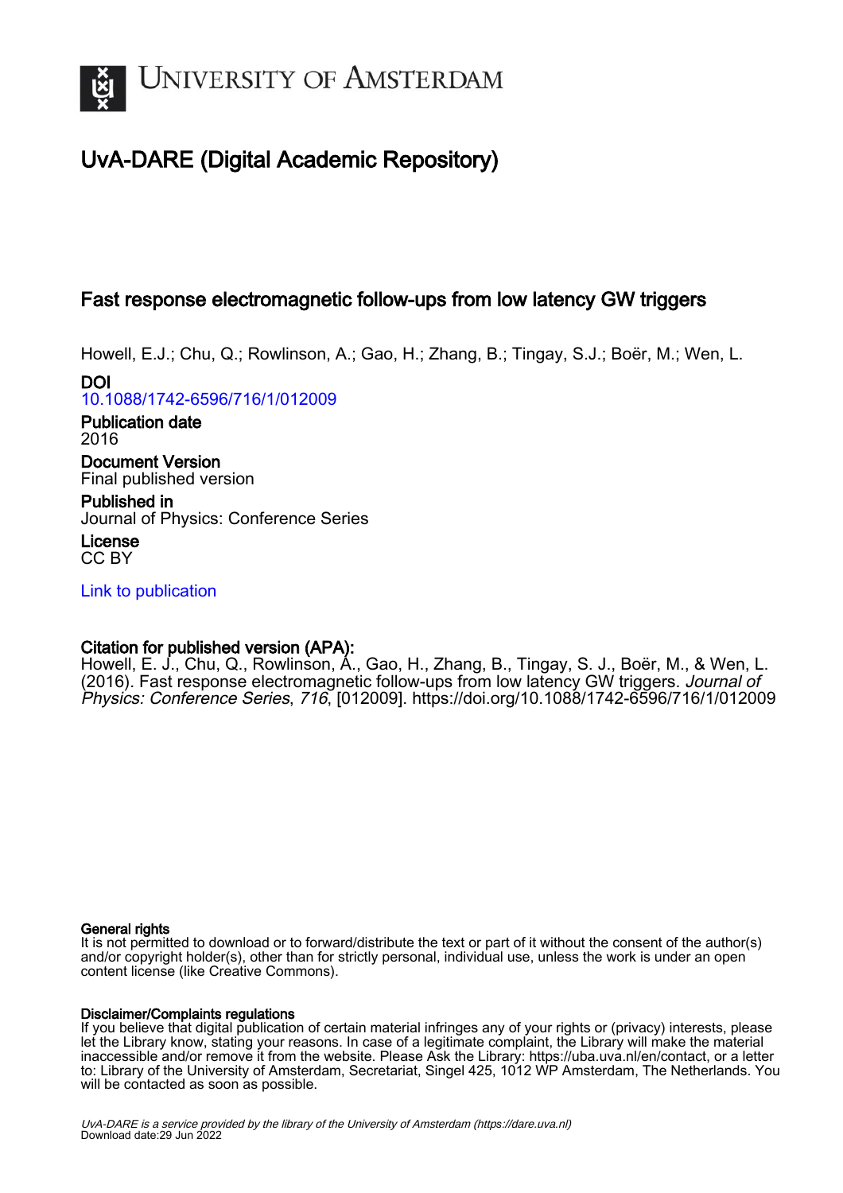# UvA-DARE (Digital Academic Repository)

## Fast response electromagnetic follow-ups from low latency GW triggers

Howell, E.J.; Chu, Q.; Rowlinson, A.; Gao, H.; Zhang, B.; Tingay, S.J.; Boër, M.; Wen, L.

**DOI**
10.1088/1742-6596/716/1/012009

**Publication date**
2016

**Document Version**
Final published version

**Published in**
Journal of Physics: Conference Series

**License**
CC BY

Link to publication

**Citation for published version (APA):**
Howell, E. J., Chu, Q., Rowlinson, A., Gao, H., Zhang, B., Tingay, S. J., Boër, M., & Wen, L. (2016). Fast response electromagnetic follow-ups from low latency GW triggers. *Journal of Physics: Conference Series*, *716*, [012009]. https://doi.org/10.1088/1742-6596/716/1/012009

**General rights**
It is not permitted to download or to forward/distribute the text or part of it without the consent of the author(s) and/or copyright holder(s), other than for strictly personal, individual use, unless the work is under an open content license (like Creative Commons).

**Disclaimer/Complaints regulations**
If you believe that digital publication of certain material infringes any of your rights or (privacy) interests, please let the Library know, stating your reasons. In case of a legitimate complaint, the Library will make the material inaccessible and/or remove it from the website. Please Ask the Library: https://uba.uva.nl/en/contact, or a letter to: Library of the University of Amsterdam, Secretariat, Singel 425, 1012 WP Amsterdam, The Netherlands. You will be contacted as soon as possible.

UvA-DARE is a service provided by the library of the University of Amsterdam (https://dare.uva.nl)
Download date:29 Jun 2022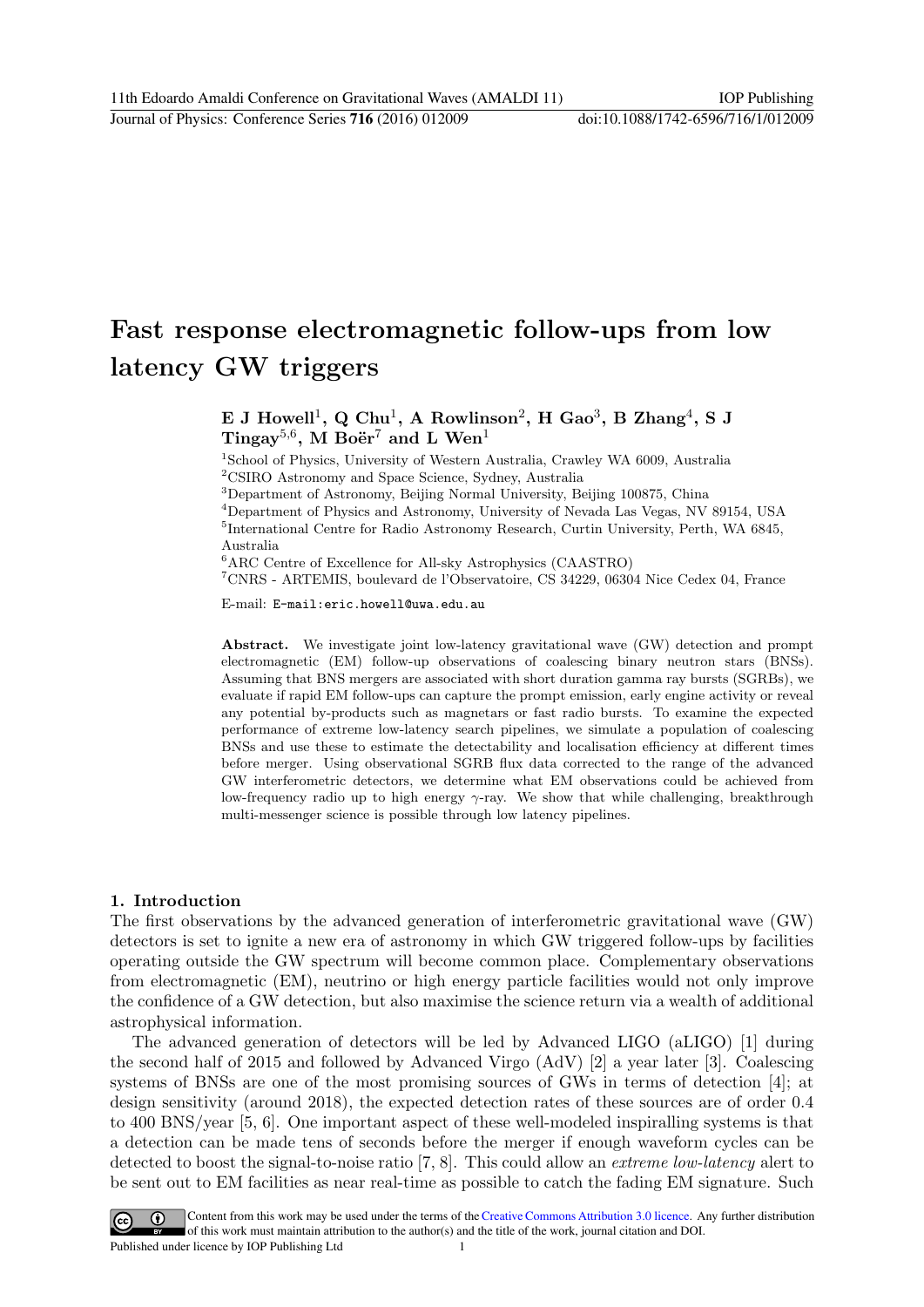# Fast response electromagnetic follow-ups from low latency GW triggers

**E J Howell[1], Q Chu[1], A Rowlinson[2], H Gao[3], B Zhang[4], S J Tingay[5,6], M Boër[7] and L Wen[1]**

[1]School of Physics, University of Western Australia, Crawley WA 6009, Australia
[2]CSIRO Astronomy and Space Science, Sydney, Australia
[3]Department of Astronomy, Beijing Normal University, Beijing 100875, China
[4]Department of Physics and Astronomy, University of Nevada Las Vegas, NV 89154, USA
[5]International Centre for Radio Astronomy Research, Curtin University, Perth, WA 6845, Australia
[6]ARC Centre of Excellence for All-sky Astrophysics (CAASTRO)
[7]CNRS - ARTEMIS, boulevard de l'Observatoire, CS 34229, 06304 Nice Cedex 04, France

E-mail: E-mail:eric.howell@uwa.edu.au

**Abstract.** We investigate joint low-latency gravitational wave (GW) detection and prompt electromagnetic (EM) follow-up observations of coalescing binary neutron stars (BNSs). Assuming that BNS mergers are associated with short duration gamma ray bursts (SGRBs), we evaluate if rapid EM follow-ups can capture the prompt emission, early engine activity or reveal any potential by-products such as magnetars or fast radio bursts. To examine the expected performance of extreme low-latency search pipelines, we simulate a population of coalescing BNSs and use these to estimate the detectability and localisation efficiency at different times before merger. Using observational SGRB flux data corrected to the range of the advanced GW interferometric detectors, we determine what EM observations could be achieved from low-frequency radio up to high energy $\gamma$-ray. We show that while challenging, breakthrough multi-messenger science is possible through low latency pipelines.

## 1. Introduction

The first observations by the advanced generation of interferometric gravitational wave (GW) detectors is set to ignite a new era of astronomy in which GW triggered follow-ups by facilities operating outside the GW spectrum will become common place. Complementary observations from electromagnetic (EM), neutrino or high energy particle facilities would not only improve the confidence of a GW detection, but also maximise the science return via a wealth of additional astrophysical information.

The advanced generation of detectors will be led by Advanced LIGO (aLIGO) [1] during the second half of 2015 and followed by Advanced Virgo (AdV) [2] a year later [3]. Coalescing systems of BNSs are one of the most promising sources of GWs in terms of detection [4]; at design sensitivity (around 2018), the expected detection rates of these sources are of order 0.4 to 400 BNS/year [5, 6]. One important aspect of these well-modeled inspiralling systems is that a detection can be made tens of seconds before the merger if enough waveform cycles can be detected to boost the signal-to-noise ratio [7, 8]. This could allow an *extreme low-latency* alert to be sent out to EM facilities as near real-time as possible to catch the fading EM signature. Such

Content from this work may be used under the terms of the Creative Commons Attribution 3.0 licence. Any further distribution of this work must maintain attribution to the author(s) and the title of the work, journal citation and DOI.
Published under licence by IOP Publishing Ltd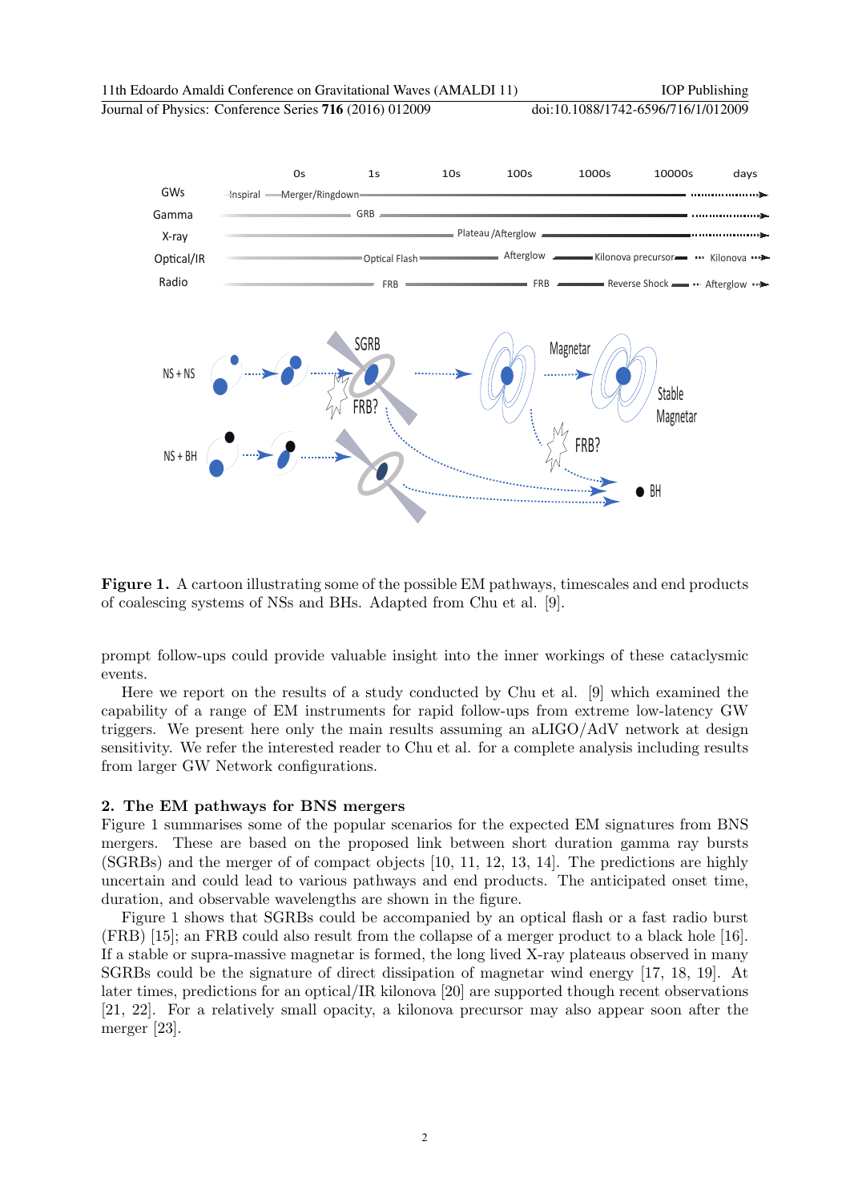**Figure 1.** A cartoon illustrating some of the possible EM pathways, timescales and end products of coalescing systems of NSs and BHs. Adapted from Chu et al. [9].

prompt follow-ups could provide valuable insight into the inner workings of these cataclysmic events.

Here we report on the results of a study conducted by Chu et al. [9] which examined the capability of a range of EM instruments for rapid follow-ups from extreme low-latency GW triggers. We present here only the main results assuming an aLIGO/AdV network at design sensitivity. We refer the interested reader to Chu et al. for a complete analysis including results from larger GW Network configurations.

## 2. The EM pathways for BNS mergers

Figure 1 summarises some of the popular scenarios for the expected EM signatures from BNS mergers. These are based on the proposed link between short duration gamma ray bursts (SGRBs) and the merger of of compact objects [10, 11, 12, 13, 14]. The predictions are highly uncertain and could lead to various pathways and end products. The anticipated onset time, duration, and observable wavelengths are shown in the figure.

Figure 1 shows that SGRBs could be accompanied by an optical flash or a fast radio burst (FRB) [15]; an FRB could also result from the collapse of a merger product to a black hole [16]. If a stable or supra-massive magnetar is formed, the long lived X-ray plateaus observed in many SGRBs could be the signature of direct dissipation of magnetar wind energy [17, 18, 19]. At later times, predictions for an optical/IR kilonova [20] are supported though recent observations [21, 22]. For a relatively small opacity, a kilonova precursor may also appear soon after the merger [23].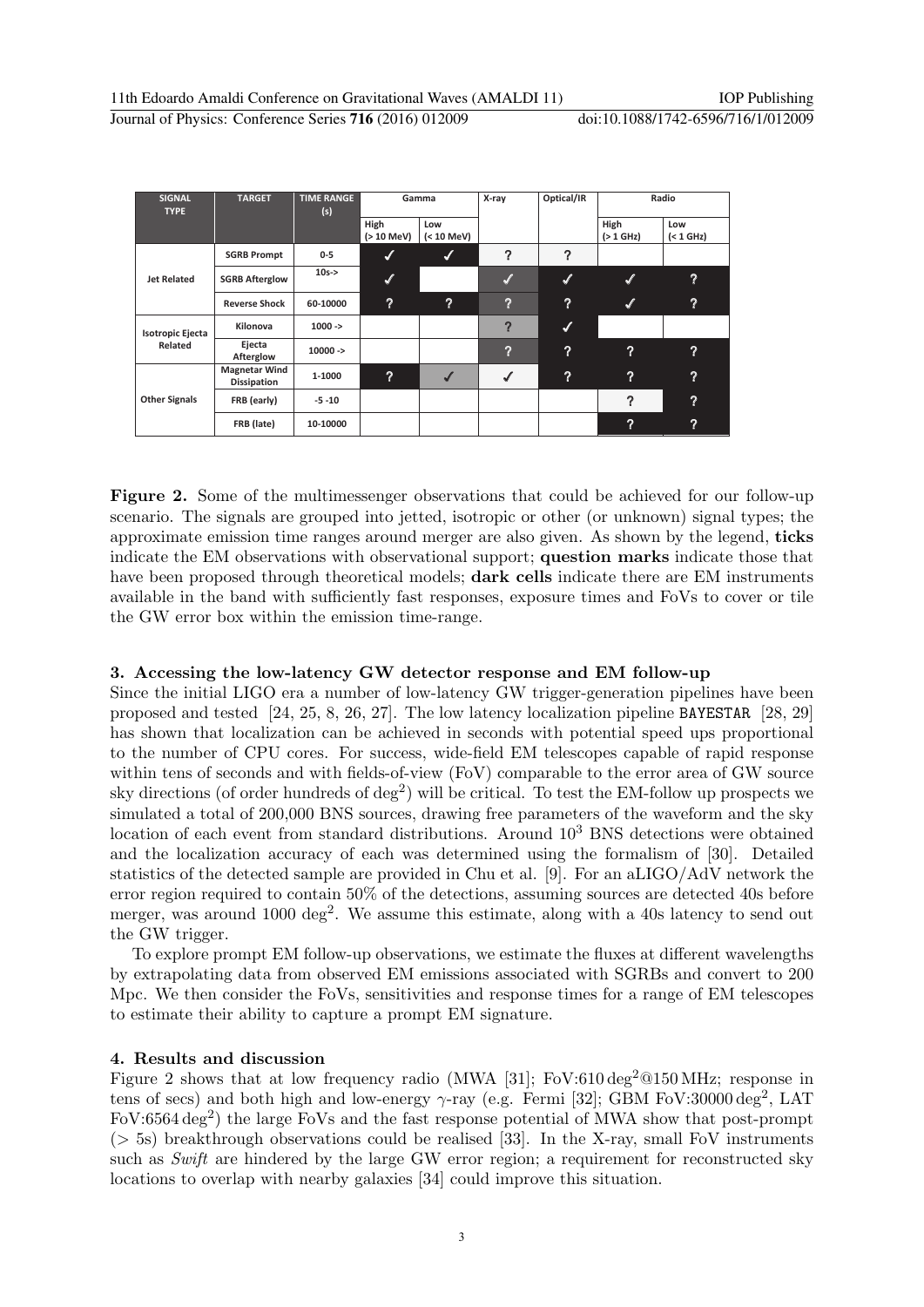| SIGNAL TYPE | TARGET | TIME RANGE (s) | Gamma | | X-ray | Optical/IR | Radio | |
|---|---|---|---|---|---|---|---|---|
| | | | High (> 10 MeV) | Low (< 10 MeV) | | | High (> 1 GHz) | Low (< 1 GHz) |
| Jet Related | SGRB Prompt | 0-5 | ✓ | ✓ | ? | ? | | |
| | SGRB Afterglow | 10s-> | ✓ | | ✓ | ✓ | ✓ | ? |
| | Reverse Shock | 60-10000 | ? | ? | ? | ? | ✓ | ? |
| Isotropic Ejecta Related | Kilonova | 1000 -> | | | ? | ✓ | | |
| | Ejecta Afterglow | 10000 -> | | | ? | ? | ? | ? |
| Other Signals | Magnetar Wind Dissipation | 1-1000 | ? | ✓ | ✓ | ? | ? | ? |
| | FRB (early) | -5 -10 | | | | | ? | ? |
| | FRB (late) | 10-10000 | | | | | ? | ? |

**Figure 2.** Some of the multimessenger observations that could be achieved for our follow-up scenario. The signals are grouped into jetted, isotropic or other (or unknown) signal types; the approximate emission time ranges around merger are also given. As shown by the legend, **ticks** indicate the EM observations with observational support; **question marks** indicate those that have been proposed through theoretical models; **dark cells** indicate there are EM instruments available in the band with sufficiently fast responses, exposure times and FoVs to cover or tile the GW error box within the emission time-range.

### 3. Accessing the low-latency GW detector response and EM follow-up

Since the initial LIGO era a number of low-latency GW trigger-generation pipelines have been proposed and tested [24, 25, 8, 26, 27]. The low latency localization pipeline BAYESTAR [28, 29] has shown that localization can be achieved in seconds with potential speed ups proportional to the number of CPU cores. For success, wide-field EM telescopes capable of rapid response within tens of seconds and with fields-of-view (FoV) comparable to the error area of GW source sky directions (of order hundreds of $\deg^2$) will be critical. To test the EM-follow up prospects we simulated a total of 200,000 BNS sources, drawing free parameters of the waveform and the sky location of each event from standard distributions. Around $10^3$ BNS detections were obtained and the localization accuracy of each was determined using the formalism of [30]. Detailed statistics of the detected sample are provided in Chu et al. [9]. For an aLIGO/AdV network the error region required to contain 50% of the detections, assuming sources are detected 40s before merger, was around 1000 $\deg^2$. We assume this estimate, along with a 40s latency to send out the GW trigger.

To explore prompt EM follow-up observations, we estimate the fluxes at different wavelengths by extrapolating data from observed EM emissions associated with SGRBs and convert to 200 Mpc. We then consider the FoVs, sensitivities and response times for a range of EM telescopes to estimate their ability to capture a prompt EM signature.

### 4. Results and discussion

Figure 2 shows that at low frequency radio (MWA [31]; FoV:610 $\deg^2$@150 MHz; response in tens of secs) and both high and low-energy $\gamma$-ray (e.g. Fermi [32]; GBM FoV:30000 $\deg^2$, LAT FoV:6564 $\deg^2$) the large FoVs and the fast response potential of MWA show that post-prompt ($> 5$s) breakthrough observations could be realised [33]. In the X-ray, small FoV instruments such as *Swift* are hindered by the large GW error region; a requirement for reconstructed sky locations to overlap with nearby galaxies [34] could improve this situation.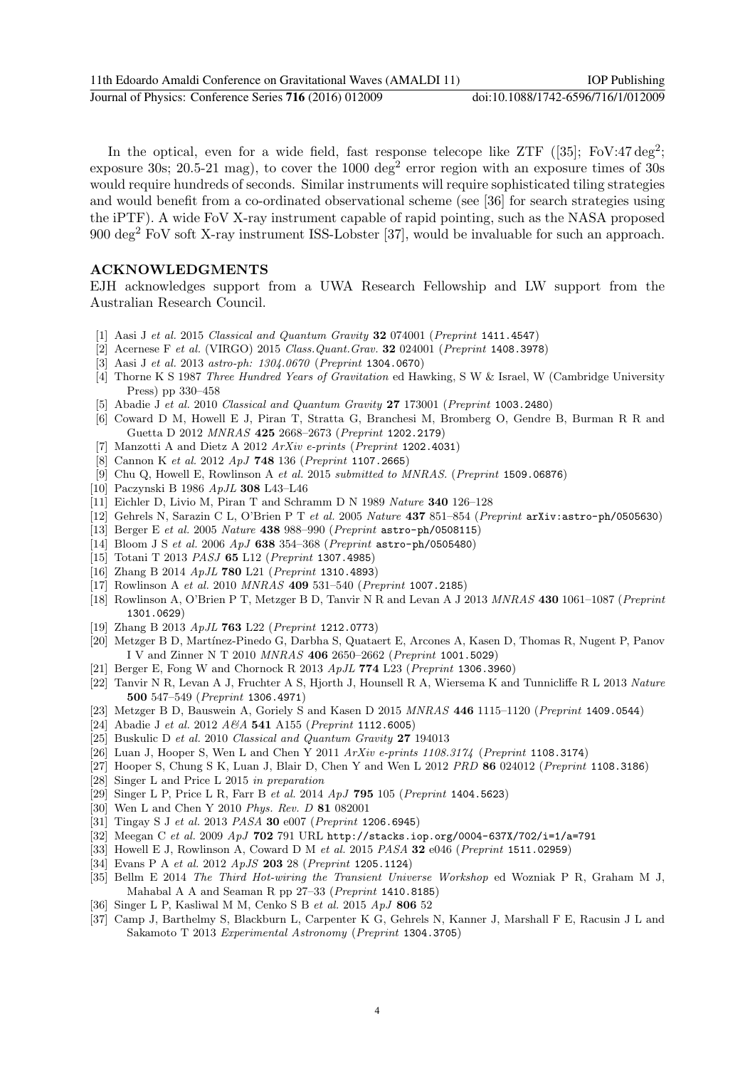In the optical, even for a wide field, fast response telecope like ZTF ([35]; FoV:47 $\deg^2$; exposure 30s; 20.5-21 mag), to cover the 1000 $\deg^2$ error region with an exposure times of 30s would require hundreds of seconds. Similar instruments will require sophisticated tiling strategies and would benefit from a co-ordinated observational scheme (see [36] for search strategies using the iPTF). A wide FoV X-ray instrument capable of rapid pointing, such as the NASA proposed 900 $\deg^2$ FoV soft X-ray instrument ISS-Lobster [37], would be invaluable for such an approach.

## ACKNOWLEDGMENTS

EJH acknowledges support from a UWA Research Fellowship and LW support from the Australian Research Council.

- [1] Aasi J *et al.* 2015 *Classical and Quantum Gravity* **32** 074001 (*Preprint* 1411.4547)
- [2] Acernese F *et al.* (VIRGO) 2015 *Class.Quant.Grav.* **32** 024001 (*Preprint* 1408.3978)
- [3] Aasi J *et al.* 2013 *astro-ph: 1304.0670* (*Preprint* 1304.0670)
- [4] Thorne K S 1987 *Three Hundred Years of Gravitation* ed Hawking, S W & Israel, W (Cambridge University Press) pp 330–458
- [5] Abadie J *et al.* 2010 *Classical and Quantum Gravity* **27** 173001 (*Preprint* 1003.2480)
- [6] Coward D M, Howell E J, Piran T, Stratta G, Branchesi M, Bromberg O, Gendre B, Burman R R and Guetta D 2012 *MNRAS* **425** 2668–2673 (*Preprint* 1202.2179)
- [7] Manzotti A and Dietz A 2012 *ArXiv e-prints* (*Preprint* 1202.4031)
- [8] Cannon K *et al.* 2012 *ApJ* **748** 136 (*Preprint* 1107.2665)
- [9] Chu Q, Howell E, Rowlinson A *et al.* 2015 *submitted to MNRAS.* (*Preprint* 1509.06876)
- [10] Paczynski B 1986 *ApJL* **308** L43–L46
- [11] Eichler D, Livio M, Piran T and Schramm D N 1989 *Nature* **340** 126–128
- [12] Gehrels N, Sarazin C L, O'Brien P T *et al.* 2005 *Nature* **437** 851–854 (*Preprint* arXiv:astro-ph/0505630)
- [13] Berger E *et al.* 2005 *Nature* **438** 988–990 (*Preprint* astro-ph/0508115)
- [14] Bloom J S *et al.* 2006 *ApJ* **638** 354–368 (*Preprint* astro-ph/0505480)
- [15] Totani T 2013 *PASJ* **65** L12 (*Preprint* 1307.4985)
- [16] Zhang B 2014 *ApJL* **780** L21 (*Preprint* 1310.4893)
- [17] Rowlinson A *et al.* 2010 *MNRAS* **409** 531–540 (*Preprint* 1007.2185)
- [18] Rowlinson A, O'Brien P T, Metzger B D, Tanvir N R and Levan A J 2013 *MNRAS* **430** 1061–1087 (*Preprint* 1301.0629)
- [19] Zhang B 2013 *ApJL* **763** L22 (*Preprint* 1212.0773)
- [20] Metzger B D, Martínez-Pinedo G, Darbha S, Quataert E, Arcones A, Kasen D, Thomas R, Nugent P, Panov I V and Zinner N T 2010 *MNRAS* **406** 2650–2662 (*Preprint* 1001.5029)
- [21] Berger E, Fong W and Chornock R 2013 *ApJL* **774** L23 (*Preprint* 1306.3960)
- [22] Tanvir N R, Levan A J, Fruchter A S, Hjorth J, Hounsell R A, Wiersema K and Tunnicliffe R L 2013 *Nature* **500** 547–549 (*Preprint* 1306.4971)
- [23] Metzger B D, Bauswein A, Goriely S and Kasen D 2015 *MNRAS* **446** 1115–1120 (*Preprint* 1409.0544)
- [24] Abadie J *et al.* 2012 *A&A* **541** A155 (*Preprint* 1112.6005)
- [25] Buskulic D *et al.* 2010 *Classical and Quantum Gravity* **27** 194013
- [26] Luan J, Hooper S, Wen L and Chen Y 2011 *ArXiv e-prints 1108.3174* (*Preprint* 1108.3174)
- [27] Hooper S, Chung S K, Luan J, Blair D, Chen Y and Wen L 2012 *PRD* **86** 024012 (*Preprint* 1108.3186)
- [28] Singer L and Price L 2015 *in preparation*
- [29] Singer L P, Price L R, Farr B *et al.* 2014 *ApJ* **795** 105 (*Preprint* 1404.5623)
- [30] Wen L and Chen Y 2010 *Phys. Rev. D* **81** 082001
- [31] Tingay S J *et al.* 2013 *PASA* **30** e007 (*Preprint* 1206.6945)
- [32] Meegan C *et al.* 2009 *ApJ* **702** 791 URL http://stacks.iop.org/0004-637X/702/i=1/a=791
- [33] Howell E J, Rowlinson A, Coward D M *et al.* 2015 *PASA* **32** e046 (*Preprint* 1511.02959)
- [34] Evans P A *et al.* 2012 *ApJS* **203** 28 (*Preprint* 1205.1124)
- [35] Bellm E 2014 *The Third Hot-wiring the Transient Universe Workshop* ed Wozniak P R, Graham M J, Mahabal A A and Seaman R pp 27–33 (*Preprint* 1410.8185)
- [36] Singer L P, Kasliwal M M, Cenko S B *et al.* 2015 *ApJ* **806** 52
- [37] Camp J, Barthelmy S, Blackburn L, Carpenter K G, Gehrels N, Kanner J, Marshall F E, Racusin J L and Sakamoto T 2013 *Experimental Astronomy* (*Preprint* 1304.3705)